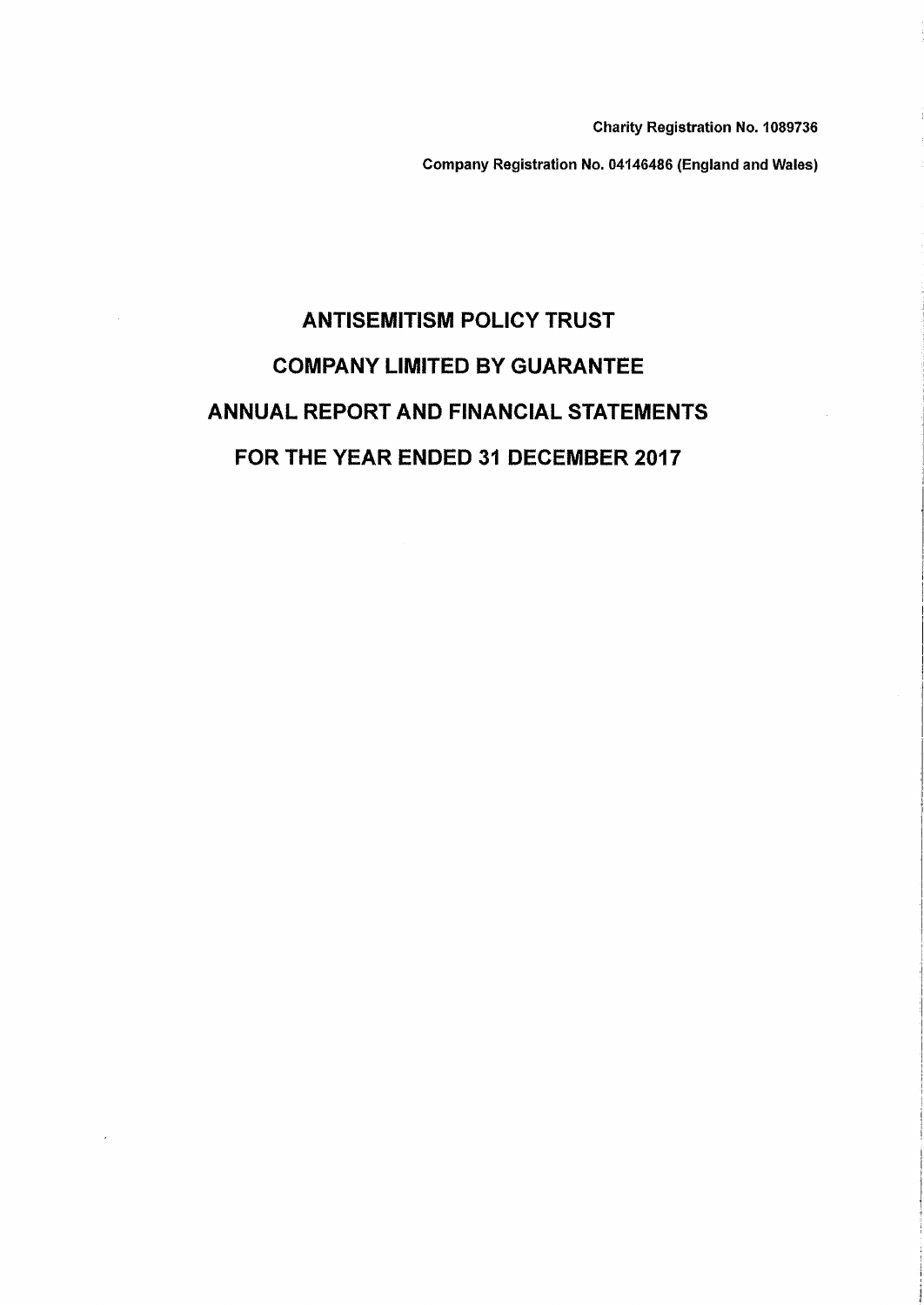Charity Registration No. 1089736

Company Registration No. 04146486 (England and Wales)

# ANTISEMITISM POLICY TRUST

## COMPANY LIMITED BY GUARANTEE

## ANNUAL REPORT AND FINANCIAL STATEMENTS

## FOR THE YEAR ENDED 31 DECEMBER 2017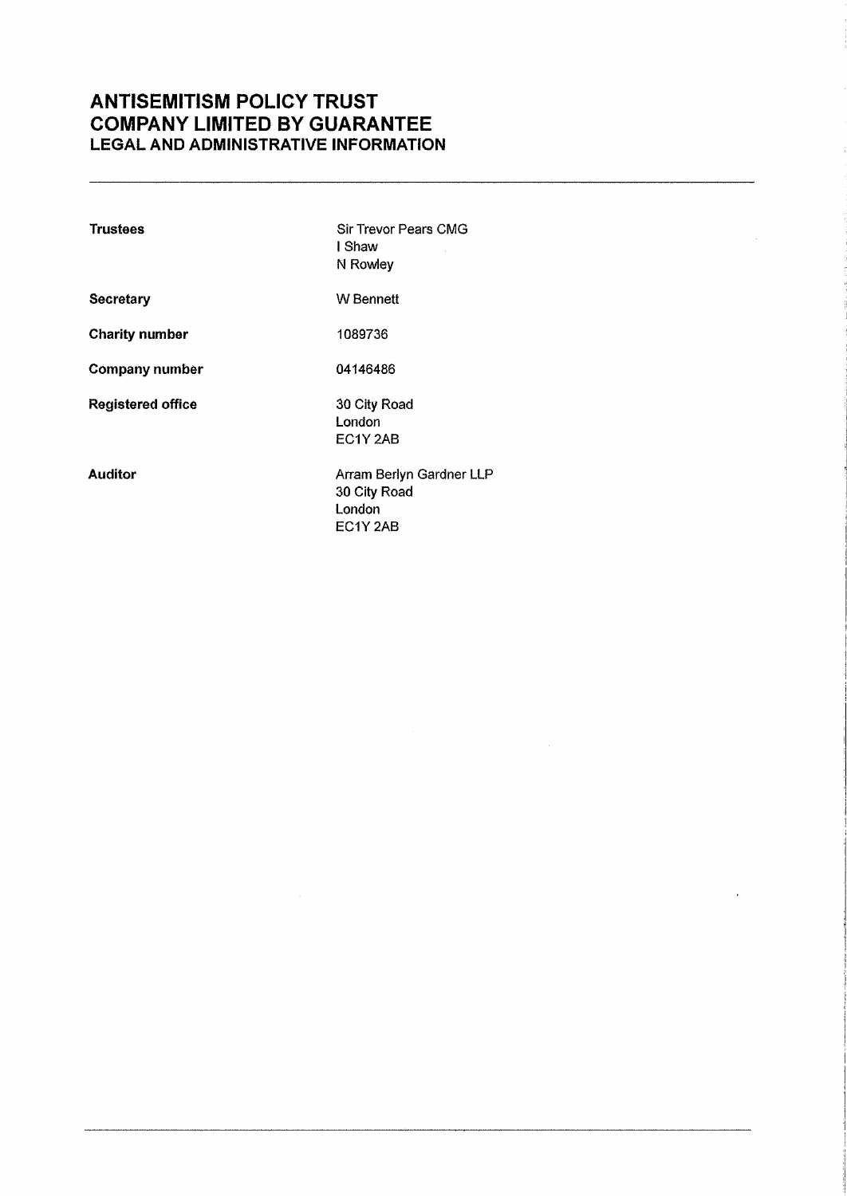# ANTISEMITISM POLICY TRUST
# COMPANY LIMITED BY GUARANTEE
## LEGAL AND ADMINISTRATIVE INFORMATION

| | |
|---|---|
| **Trustees** | Sir Trevor Pears CMG<br>I Shaw<br>N Rowley |
| **Secretary** | W Bennett |
| **Charity number** | 1089736 |
| **Company number** | 04146486 |
| **Registered office** | 30 City Road<br>London<br>EC1Y 2AB |
| **Auditor** | Arram Berlyn Gardner LLP<br>30 City Road<br>London<br>EC1Y 2AB |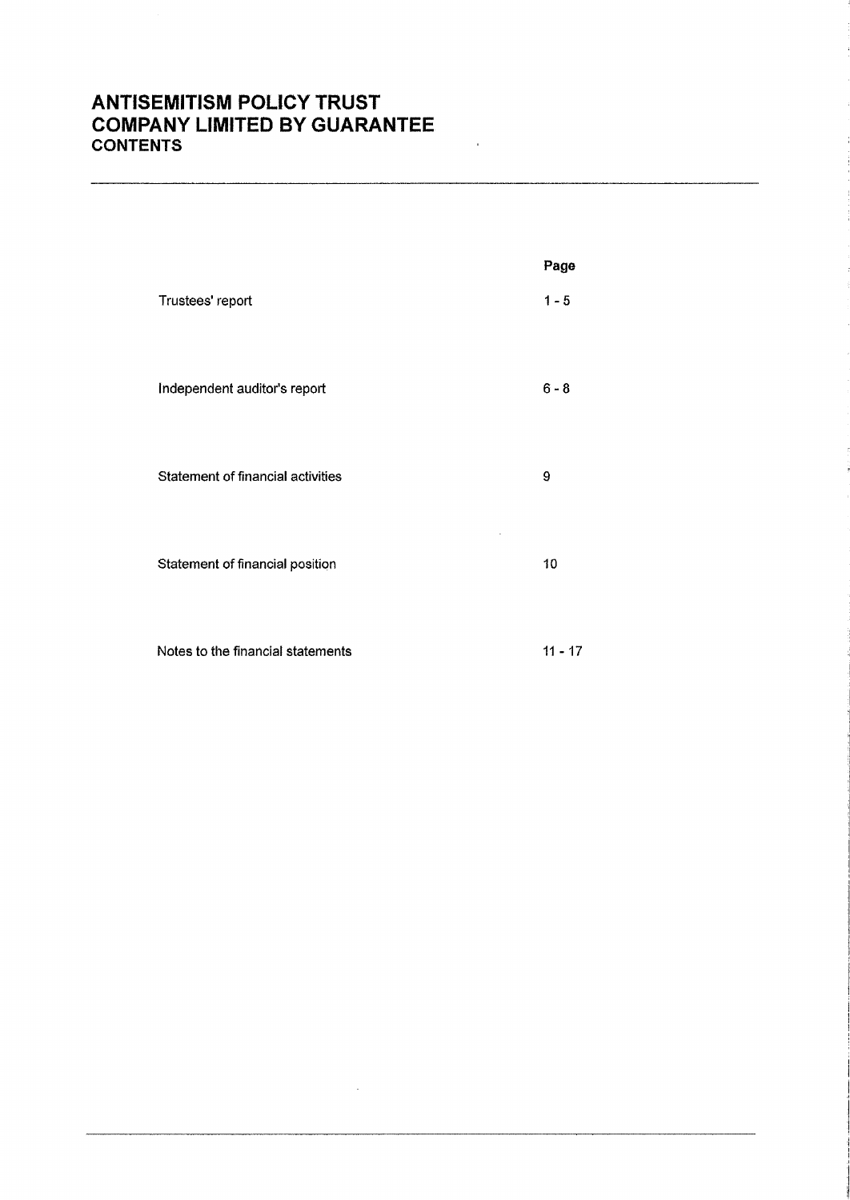# ANTISEMITISM POLICY TRUST
# COMPANY LIMITED BY GUARANTEE
## CONTENTS

| | Page |
|---|---|
| Trustees' report | 1 - 5 |
| Independent auditor's report | 6 - 8 |
| Statement of financial activities | 9 |
| Statement of financial position | 10 |
| Notes to the financial statements | 11 - 17 |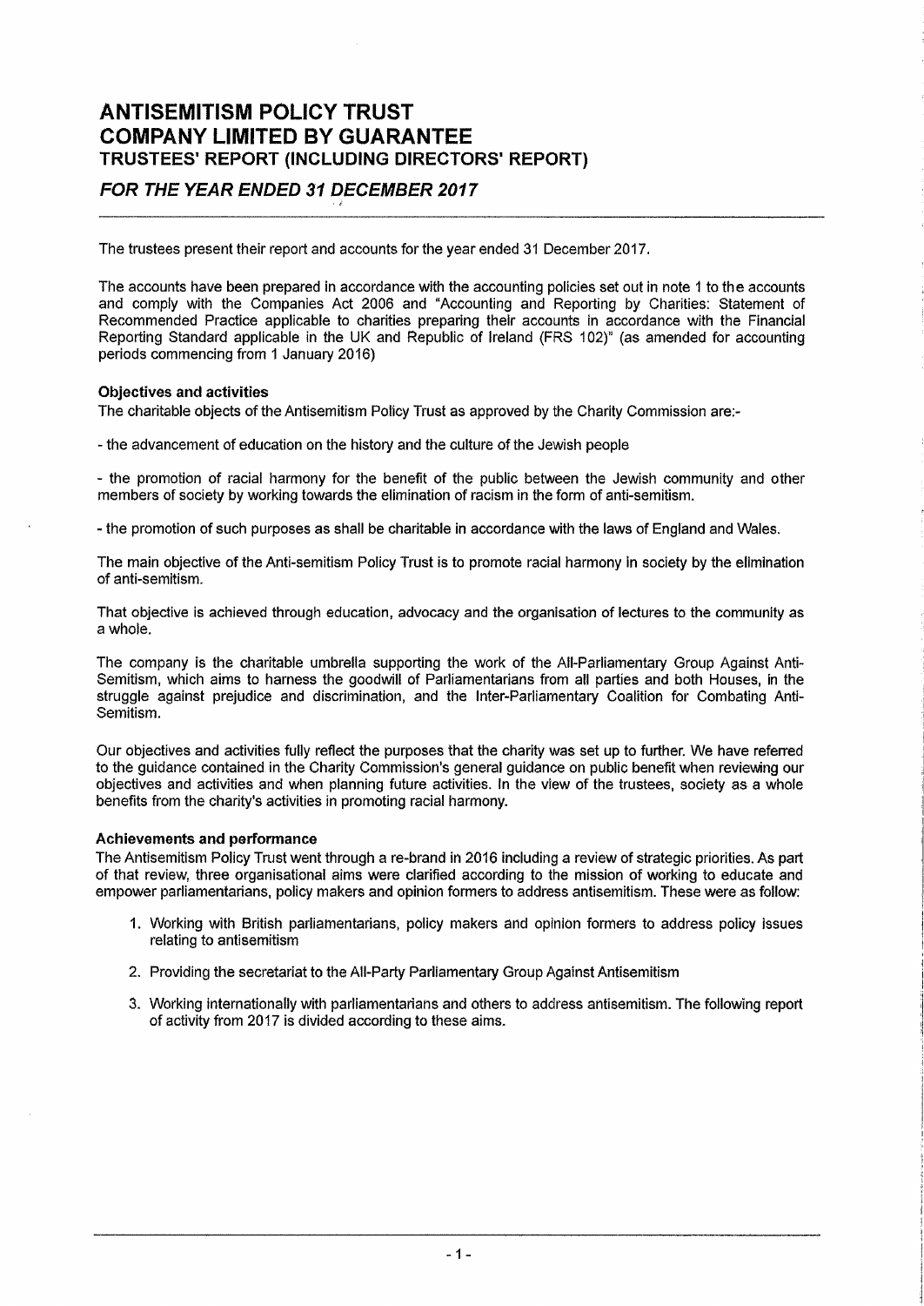# ANTISEMITISM POLICY TRUST
# COMPANY LIMITED BY GUARANTEE
## TRUSTEES' REPORT (INCLUDING DIRECTORS' REPORT)
### *FOR THE YEAR ENDED 31 DECEMBER 2017*

The trustees present their report and accounts for the year ended 31 December 2017.

The accounts have been prepared in accordance with the accounting policies set out in note 1 to the accounts and comply with the Companies Act 2006 and "Accounting and Reporting by Charities: Statement of Recommended Practice applicable to charities preparing their accounts in accordance with the Financial Reporting Standard applicable in the UK and Republic of Ireland (FRS 102)" (as amended for accounting periods commencing from 1 January 2016)

**Objectives and activities**
The charitable objects of the Antisemitism Policy Trust as approved by the Charity Commission are:-

- the advancement of education on the history and the culture of the Jewish people

- the promotion of racial harmony for the benefit of the public between the Jewish community and other members of society by working towards the elimination of racism in the form of anti-semitism.

- the promotion of such purposes as shall be charitable in accordance with the laws of England and Wales.

The main objective of the Anti-semitism Policy Trust is to promote racial harmony in society by the elimination of anti-semitism.

That objective is achieved through education, advocacy and the organisation of lectures to the community as a whole.

The company is the charitable umbrella supporting the work of the All-Parliamentary Group Against Anti-Semitism, which aims to harness the goodwill of Parliamentarians from all parties and both Houses, in the struggle against prejudice and discrimination, and the Inter-Parliamentary Coalition for Combating Anti-Semitism.

Our objectives and activities fully reflect the purposes that the charity was set up to further. We have referred to the guidance contained in the Charity Commission's general guidance on public benefit when reviewing our objectives and activities and when planning future activities. In the view of the trustees, society as a whole benefits from the charity's activities in promoting racial harmony.

**Achievements and performance**
The Antisemitism Policy Trust went through a re-brand in 2016 including a review of strategic priorities. As part of that review, three organisational aims were clarified according to the mission of working to educate and empower parliamentarians, policy makers and opinion formers to address antisemitism. These were as follow:

1. Working with British parliamentarians, policy makers and opinion formers to address policy issues relating to antisemitism

2. Providing the secretariat to the All-Party Parliamentary Group Against Antisemitism

3. Working internationally with parliamentarians and others to address antisemitism. The following report of activity from 2017 is divided according to these aims.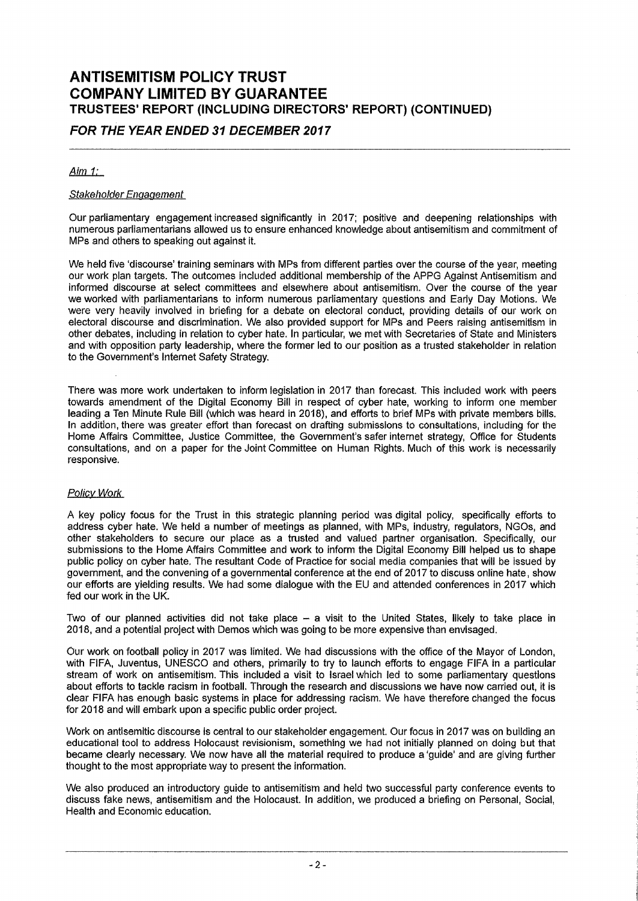# ANTISEMITISM POLICY TRUST
# COMPANY LIMITED BY GUARANTEE
## TRUSTEES' REPORT (INCLUDING DIRECTORS' REPORT) (CONTINUED)
### *FOR THE YEAR ENDED 31 DECEMBER 2017*

*Aim 1:*

*Stakeholder Engagement*

Our parliamentary engagement increased significantly in 2017; positive and deepening relationships with numerous parliamentarians allowed us to ensure enhanced knowledge about antisemitism and commitment of MPs and others to speaking out against it.

We held five 'discourse' training seminars with MPs from different parties over the course of the year, meeting our work plan targets. The outcomes included additional membership of the APPG Against Antisemitism and informed discourse at select committees and elsewhere about antisemitism. Over the course of the year we worked with parliamentarians to inform numerous parliamentary questions and Early Day Motions. We were very heavily involved in briefing for a debate on electoral conduct, providing details of our work on electoral discourse and discrimination. We also provided support for MPs and Peers raising antisemitism in other debates, including in relation to cyber hate. In particular, we met with Secretaries of State and Ministers and with opposition party leadership, where the former led to our position as a trusted stakeholder in relation to the Government's Internet Safety Strategy.

There was more work undertaken to inform legislation in 2017 than forecast. This included work with peers towards amendment of the Digital Economy Bill in respect of cyber hate, working to inform one member leading a Ten Minute Rule Bill (which was heard in 2018), and efforts to brief MPs with private members bills. In addition, there was greater effort than forecast on drafting submissions to consultations, including for the Home Affairs Committee, Justice Committee, the Government's safer internet strategy, Office for Students consultations, and on a paper for the Joint Committee on Human Rights. Much of this work is necessarily responsive.

*Policy Work*

A key policy focus for the Trust in this strategic planning period was digital policy, specifically efforts to address cyber hate. We held a number of meetings as planned, with MPs, industry, regulators, NGOs, and other stakeholders to secure our place as a trusted and valued partner organisation. Specifically, our submissions to the Home Affairs Committee and work to inform the Digital Economy Bill helped us to shape public policy on cyber hate. The resultant Code of Practice for social media companies that will be issued by government, and the convening of a governmental conference at the end of 2017 to discuss online hate, show our efforts are yielding results. We had some dialogue with the EU and attended conferences in 2017 which fed our work in the UK.

Two of our planned activities did not take place – a visit to the United States, likely to take place in 2018, and a potential project with Demos which was going to be more expensive than envisaged.

Our work on football policy in 2017 was limited. We had discussions with the office of the Mayor of London, with FIFA, Juventus, UNESCO and others, primarily to try to launch efforts to engage FIFA in a particular stream of work on antisemitism. This included a visit to Israel which led to some parliamentary questions about efforts to tackle racism in football. Through the research and discussions we have now carried out, it is clear FIFA has enough basic systems in place for addressing racism. We have therefore changed the focus for 2018 and will embark upon a specific public order project.

Work on antisemitic discourse is central to our stakeholder engagement. Our focus in 2017 was on building an educational tool to address Holocaust revisionism, something we had not initially planned on doing but that became clearly necessary. We now have all the material required to produce a 'guide' and are giving further thought to the most appropriate way to present the information.

We also produced an introductory guide to antisemitism and held two successful party conference events to discuss fake news, antisemitism and the Holocaust. In addition, we produced a briefing on Personal, Social, Health and Economic education.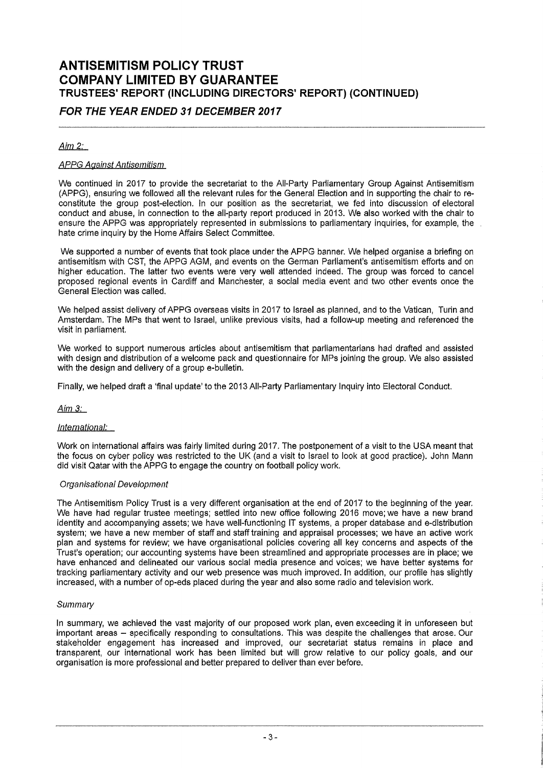*Aim 2:*

*APPG Against Antisemitism*

We continued in 2017 to provide the secretariat to the All-Party Parliamentary Group Against Antisemitism (APPG), ensuring we followed all the relevant rules for the General Election and in supporting the chair to re-constitute the group post-election. In our position as the secretariat, we fed into discussion of electoral conduct and abuse, in connection to the all-party report produced in 2013. We also worked with the chair to ensure the APPG was appropriately represented in submissions to parliamentary inquiries, for example, the hate crime inquiry by the Home Affairs Select Committee.

We supported a number of events that took place under the APPG banner. We helped organise a briefing on antisemitism with CST, the APPG AGM, and events on the German Parliament's antisemitism efforts and on higher education. The latter two events were very well attended indeed. The group was forced to cancel proposed regional events in Cardiff and Manchester, a social media event and two other events once the General Election was called.

We helped assist delivery of APPG overseas visits in 2017 to Israel as planned, and to the Vatican, Turin and Amsterdam. The MPs that went to Israel, unlike previous visits, had a follow-up meeting and referenced the visit in parliament.

We worked to support numerous articles about antisemitism that parliamentarians had drafted and assisted with design and distribution of a welcome pack and questionnaire for MPs joining the group. We also assisted with the design and delivery of a group e-bulletin.

Finally, we helped draft a 'final update' to the 2013 All-Party Parliamentary Inquiry into Electoral Conduct.

*Aim 3:*

*International:*

Work on international affairs was fairly limited during 2017. The postponement of a visit to the USA meant that the focus on cyber policy was restricted to the UK (and a visit to Israel to look at good practice). John Mann did visit Qatar with the APPG to engage the country on football policy work.

*Organisational Development*

The Antisemitism Policy Trust is a very different organisation at the end of 2017 to the beginning of the year. We have had regular trustee meetings; settled into new office following 2016 move; we have a new brand identity and accompanying assets; we have well-functioning IT systems, a proper database and e-distribution system; we have a new member of staff and staff training and appraisal processes; we have an active work plan and systems for review; we have organisational policies covering all key concerns and aspects of the Trust's operation; our accounting systems have been streamlined and appropriate processes are in place; we have enhanced and delineated our various social media presence and voices; we have better systems for tracking parliamentary activity and our web presence was much improved. In addition, our profile has slightly increased, with a number of op-eds placed during the year and also some radio and television work.

*Summary*

In summary, we achieved the vast majority of our proposed work plan, even exceeding it in unforeseen but important areas – specifically responding to consultations. This was despite the challenges that arose. Our stakeholder engagement has increased and improved, our secretariat status remains in place and transparent, our international work has been limited but will grow relative to our policy goals, and our organisation is more professional and better prepared to deliver than ever before.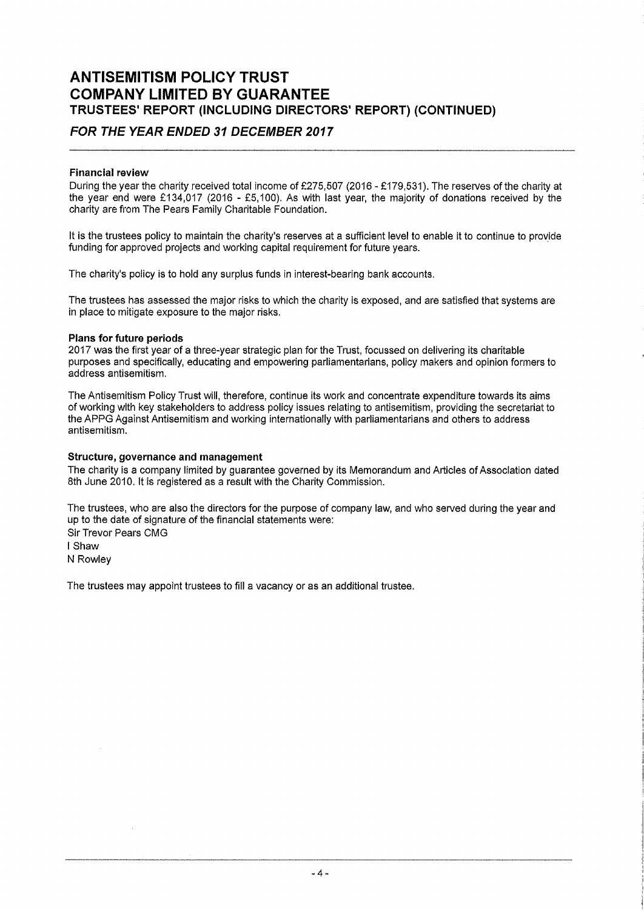# ANTISEMITISM POLICY TRUST
# COMPANY LIMITED BY GUARANTEE
## TRUSTEES' REPORT (INCLUDING DIRECTORS' REPORT) (CONTINUED)

### *FOR THE YEAR ENDED 31 DECEMBER 2017*

**Financial review**

During the year the charity received total income of £275,507 (2016 - £179,531). The reserves of the charity at the year end were £134,017 (2016 - £5,100). As with last year, the majority of donations received by the charity are from The Pears Family Charitable Foundation.

It is the trustees policy to maintain the charity's reserves at a sufficient level to enable it to continue to provide funding for approved projects and working capital requirement for future years.

The charity's policy is to hold any surplus funds in interest-bearing bank accounts.

The trustees has assessed the major risks to which the charity is exposed, and are satisfied that systems are in place to mitigate exposure to the major risks.

**Plans for future periods**

2017 was the first year of a three-year strategic plan for the Trust, focussed on delivering its charitable purposes and specifically, educating and empowering parliamentarians, policy makers and opinion formers to address antisemitism.

The Antisemitism Policy Trust will, therefore, continue its work and concentrate expenditure towards its aims of working with key stakeholders to address policy issues relating to antisemitism, providing the secretariat to the APPG Against Antisemitism and working internationally with parliamentarians and others to address antisemitism.

**Structure, governance and management**

The charity is a company limited by guarantee governed by its Memorandum and Articles of Association dated 8th June 2010. It is registered as a result with the Charity Commission.

The trustees, who are also the directors for the purpose of company law, and who served during the year and up to the date of signature of the financial statements were:

Sir Trevor Pears CMG
I Shaw
N Rowley

The trustees may appoint trustees to fill a vacancy or as an additional trustee.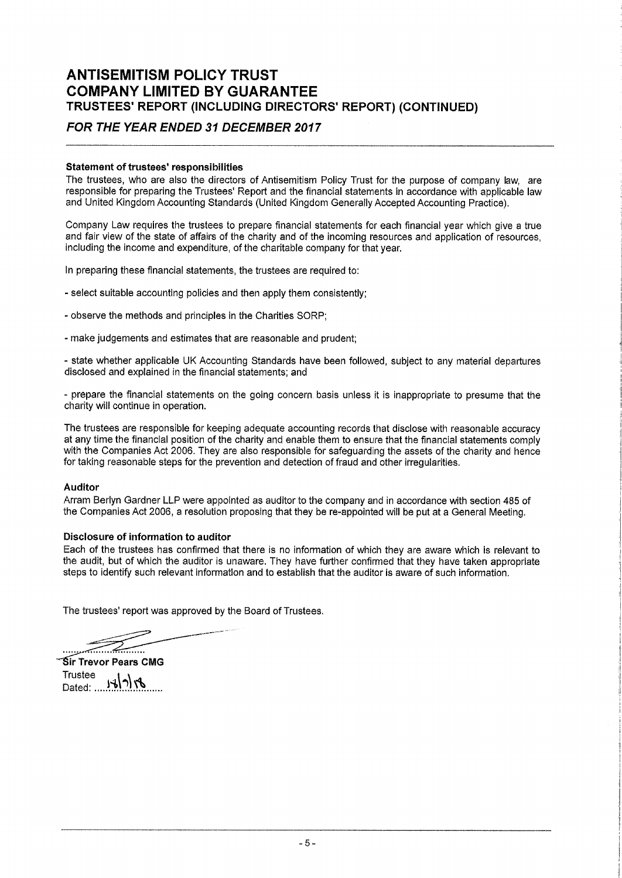# ANTISEMITISM POLICY TRUST
# COMPANY LIMITED BY GUARANTEE
## TRUSTEES' REPORT (INCLUDING DIRECTORS' REPORT) (CONTINUED)

## *FOR THE YEAR ENDED 31 DECEMBER 2017*

### Statement of trustees' responsibilities

The trustees, who are also the directors of Antisemitism Policy Trust for the purpose of company law, are responsible for preparing the Trustees' Report and the financial statements in accordance with applicable law and United Kingdom Accounting Standards (United Kingdom Generally Accepted Accounting Practice).

Company Law requires the trustees to prepare financial statements for each financial year which give a true and fair view of the state of affairs of the charity and of the incoming resources and application of resources, including the income and expenditure, of the charitable company for that year.

In preparing these financial statements, the trustees are required to:

- select suitable accounting policies and then apply them consistently;

- observe the methods and principles in the Charities SORP;

- make judgements and estimates that are reasonable and prudent;

- state whether applicable UK Accounting Standards have been followed, subject to any material departures disclosed and explained in the financial statements; and

- prepare the financial statements on the going concern basis unless it is inappropriate to presume that the charity will continue in operation.

The trustees are responsible for keeping adequate accounting records that disclose with reasonable accuracy at any time the financial position of the charity and enable them to ensure that the financial statements comply with the Companies Act 2006. They are also responsible for safeguarding the assets of the charity and hence for taking reasonable steps for the prevention and detection of fraud and other irregularities.

### Auditor

Arram Berlyn Gardner LLP were appointed as auditor to the company and in accordance with section 485 of the Companies Act 2006, a resolution proposing that they be re-appointed will be put at a General Meeting.

### Disclosure of information to auditor

Each of the trustees has confirmed that there is no information of which they are aware which is relevant to the audit, but of which the auditor is unaware. They have further confirmed that they have taken appropriate steps to identify such relevant information and to establish that the auditor is aware of such information.

The trustees' report was approved by the Board of Trustees.

..............................

**Sir Trevor Pears CMG**

Trustee

Dated: 18/7/18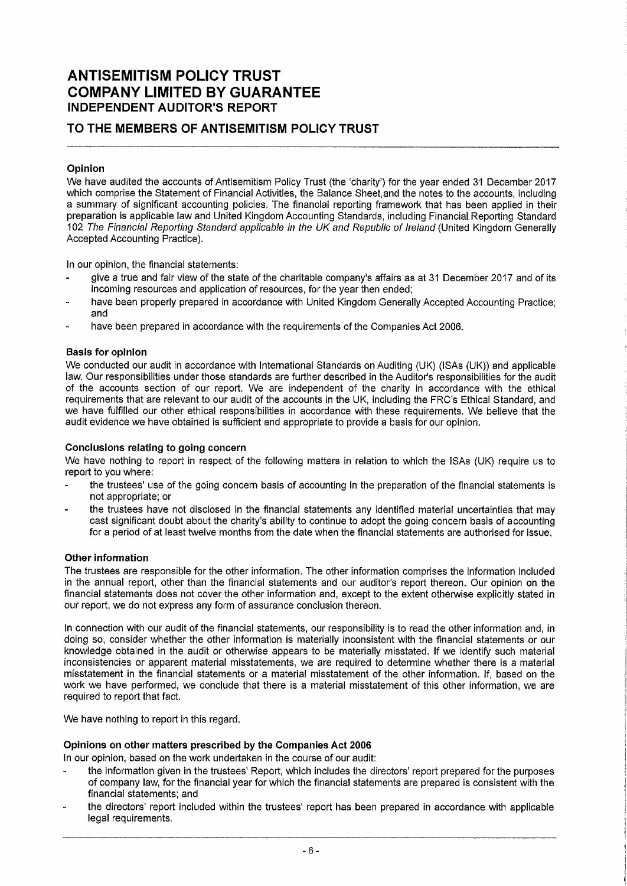# ANTISEMITISM POLICY TRUST
# COMPANY LIMITED BY GUARANTEE
### INDEPENDENT AUDITOR'S REPORT

## TO THE MEMBERS OF ANTISEMITISM POLICY TRUST

---

**Opinion**

We have audited the accounts of Antisemitism Policy Trust (the 'charity') for the year ended 31 December 2017 which comprise the Statement of Financial Activities, the Balance Sheet,and the notes to the accounts, including a summary of significant accounting policies. The financial reporting framework that has been applied in their preparation is applicable law and United Kingdom Accounting Standards, including Financial Reporting Standard 102 *The Financial Reporting Standard applicable in the UK and Republic of Ireland* (United Kingdom Generally Accepted Accounting Practice).

In our opinion, the financial statements:

- give a true and fair view of the state of the charitable company's affairs as at 31 December 2017 and of its incoming resources and application of resources, for the year then ended;
- have been properly prepared in accordance with United Kingdom Generally Accepted Accounting Practice; and
- have been prepared in accordance with the requirements of the Companies Act 2006.

**Basis for opinion**

We conducted our audit in accordance with International Standards on Auditing (UK) (ISAs (UK)) and applicable law. Our responsibilities under those standards are further described in the Auditor's responsibilities for the audit of the accounts section of our report. We are independent of the charity in accordance with the ethical requirements that are relevant to our audit of the accounts in the UK, including the FRC's Ethical Standard, and we have fulfilled our other ethical responsibilities in accordance with these requirements. We believe that the audit evidence we have obtained is sufficient and appropriate to provide a basis for our opinion.

**Conclusions relating to going concern**

We have nothing to report in respect of the following matters in relation to which the ISAs (UK) require us to report to you where:

- the trustees' use of the going concern basis of accounting in the preparation of the financial statements is not appropriate; or
- the trustees have not disclosed in the financial statements any identified material uncertainties that may cast significant doubt about the charity's ability to continue to adopt the going concern basis of accounting for a period of at least twelve months from the date when the financial statements are authorised for issue.

**Other information**

The trustees are responsible for the other information. The other information comprises the information included in the annual report, other than the financial statements and our auditor's report thereon. Our opinion on the financial statements does not cover the other information and, except to the extent otherwise explicitly stated in our report, we do not express any form of assurance conclusion thereon.

In connection with our audit of the financial statements, our responsibility is to read the other information and, in doing so, consider whether the other information is materially inconsistent with the financial statements or our knowledge obtained in the audit or otherwise appears to be materially misstated. If we identify such material inconsistencies or apparent material misstatements, we are required to determine whether there is a material misstatement in the financial statements or a material misstatement of the other information. If, based on the work we have performed, we conclude that there is a material misstatement of this other information, we are required to report that fact.

We have nothing to report in this regard.

**Opinions on other matters prescribed by the Companies Act 2006**

In our opinion, based on the work undertaken in the course of our audit:

- the information given in the trustees' Report, which includes the directors' report prepared for the purposes of company law, for the financial year for which the financial statements are prepared is consistent with the financial statements; and
- the directors' report included within the trustees' report has been prepared in accordance with applicable legal requirements.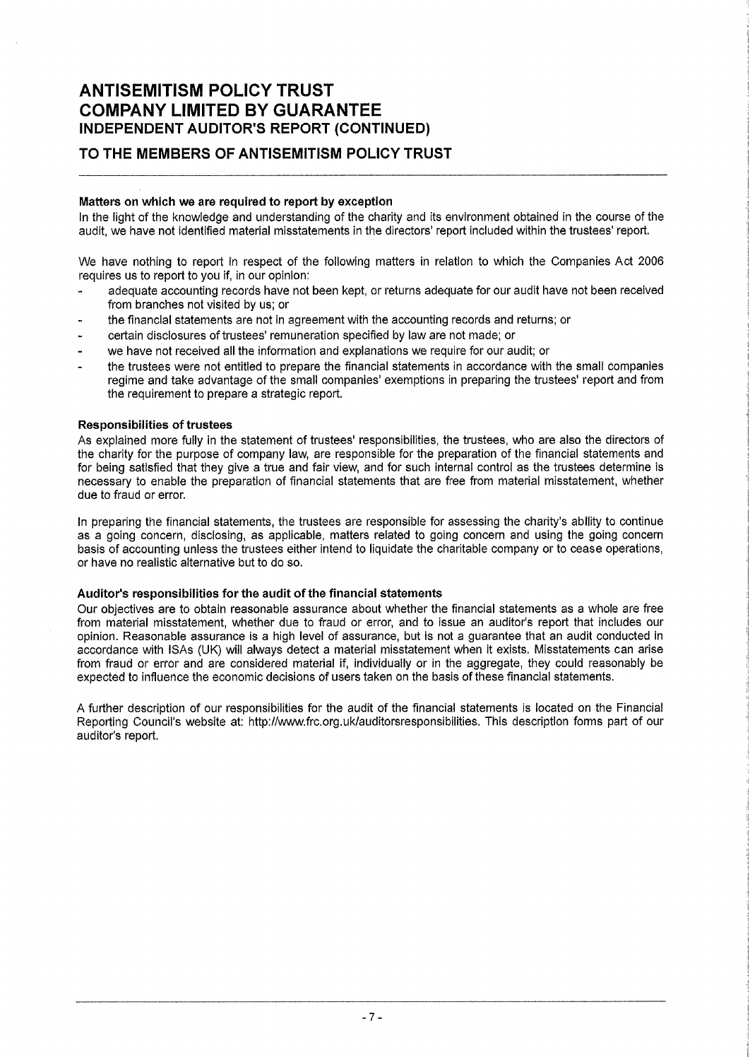# ANTISEMITISM POLICY TRUST
# COMPANY LIMITED BY GUARANTEE
## INDEPENDENT AUDITOR'S REPORT (CONTINUED)

## TO THE MEMBERS OF ANTISEMITISM POLICY TRUST

**Matters on which we are required to report by exception**

In the light of the knowledge and understanding of the charity and its environment obtained in the course of the audit, we have not identified material misstatements in the directors' report included within the trustees' report.

We have nothing to report in respect of the following matters in relation to which the Companies Act 2006 requires us to report to you if, in our opinion:

- adequate accounting records have not been kept, or returns adequate for our audit have not been received from branches not visited by us; or
- the financial statements are not in agreement with the accounting records and returns; or
- certain disclosures of trustees' remuneration specified by law are not made; or
- we have not received all the information and explanations we require for our audit; or
- the trustees were not entitled to prepare the financial statements in accordance with the small companies regime and take advantage of the small companies' exemptions in preparing the trustees' report and from the requirement to prepare a strategic report.

**Responsibilities of trustees**

As explained more fully in the statement of trustees' responsibilities, the trustees, who are also the directors of the charity for the purpose of company law, are responsible for the preparation of the financial statements and for being satisfied that they give a true and fair view, and for such internal control as the trustees determine is necessary to enable the preparation of financial statements that are free from material misstatement, whether due to fraud or error.

In preparing the financial statements, the trustees are responsible for assessing the charity's ability to continue as a going concern, disclosing, as applicable, matters related to going concern and using the going concern basis of accounting unless the trustees either intend to liquidate the charitable company or to cease operations, or have no realistic alternative but to do so.

**Auditor's responsibilities for the audit of the financial statements**

Our objectives are to obtain reasonable assurance about whether the financial statements as a whole are free from material misstatement, whether due to fraud or error, and to issue an auditor's report that includes our opinion. Reasonable assurance is a high level of assurance, but is not a guarantee that an audit conducted in accordance with ISAs (UK) will always detect a material misstatement when it exists. Misstatements can arise from fraud or error and are considered material if, individually or in the aggregate, they could reasonably be expected to influence the economic decisions of users taken on the basis of these financial statements.

A further description of our responsibilities for the audit of the financial statements is located on the Financial Reporting Council's website at: http://www.frc.org.uk/auditorsresponsibilities. This description forms part of our auditor's report.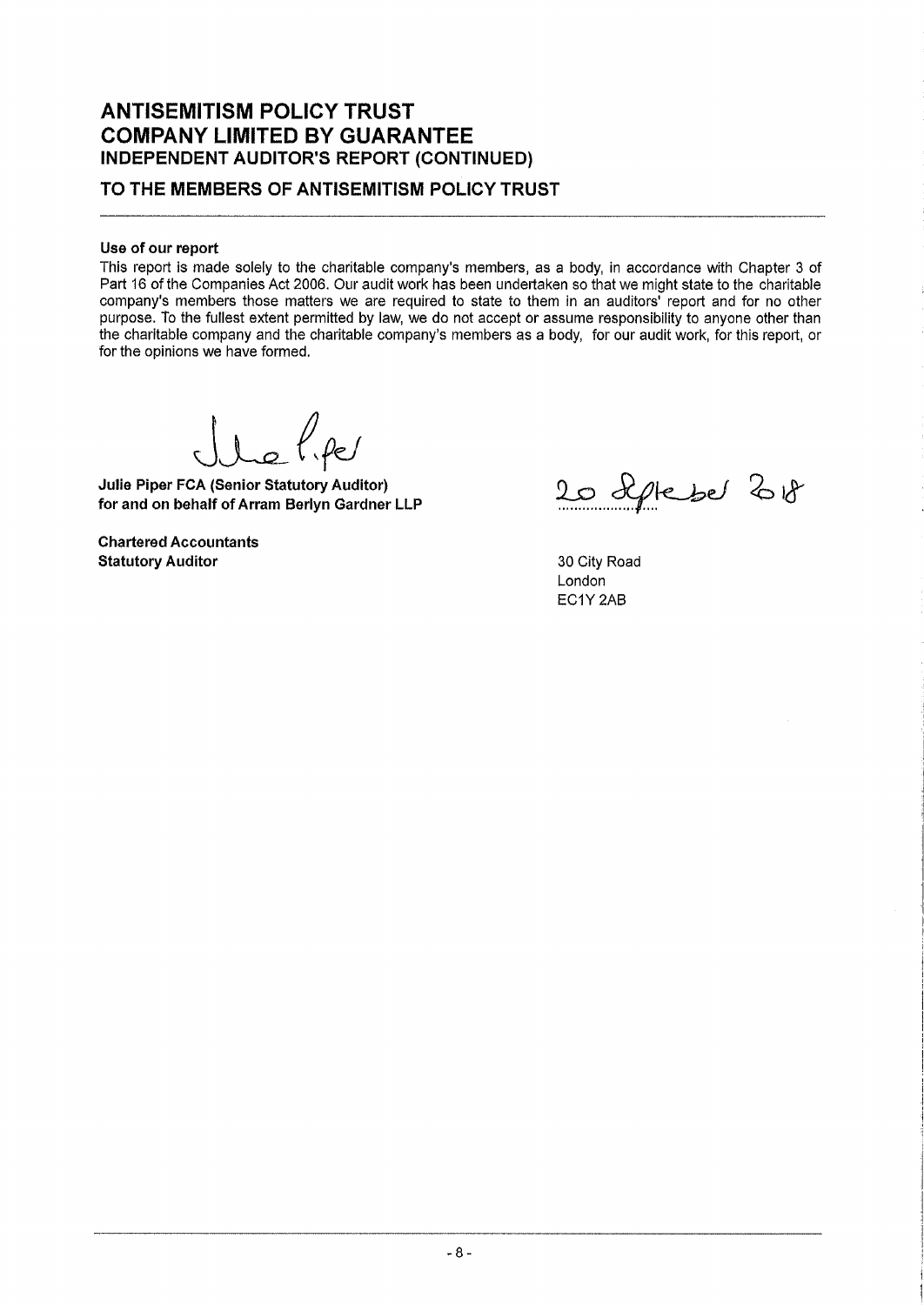# ANTISEMITISM POLICY TRUST
# COMPANY LIMITED BY GUARANTEE
## INDEPENDENT AUDITOR'S REPORT (CONTINUED)

## TO THE MEMBERS OF ANTISEMITISM POLICY TRUST

**Use of our report**

This report is made solely to the charitable company's members, as a body, in accordance with Chapter 3 of Part 16 of the Companies Act 2006. Our audit work has been undertaken so that we might state to the charitable company's members those matters we are required to state to them in an auditors' report and for no other purpose. To the fullest extent permitted by law, we do not accept or assume responsibility to anyone other than the charitable company and the charitable company's members as a body, for our audit work, for this report, or for the opinions we have formed.

Julie Piper

**Julie Piper FCA (Senior Statutory Auditor)**
**for and on behalf of Arram Berlyn Gardner LLP**

20 September 2018

**Chartered Accountants**
**Statutory Auditor**

30 City Road
London
EC1Y 2AB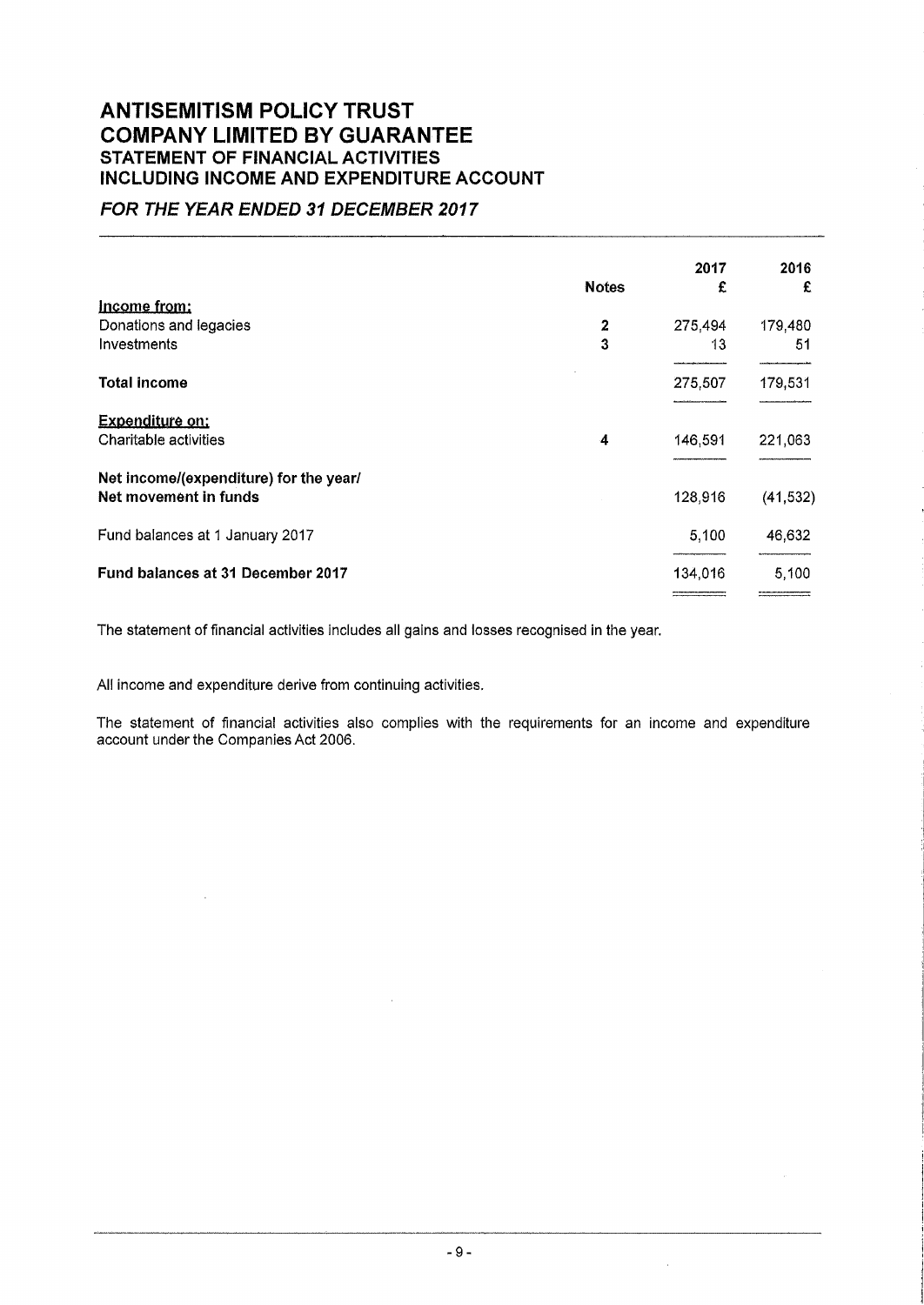# ANTISEMITISM POLICY TRUST
# COMPANY LIMITED BY GUARANTEE
## STATEMENT OF FINANCIAL ACTIVITIES
## INCLUDING INCOME AND EXPENDITURE ACCOUNT

***FOR THE YEAR ENDED 31 DECEMBER 2017***

| | Notes | 2017 £ | 2016 £ |
|---|---|---|---|
| Income from: | | | |
| Donations and legacies | 2 | 275,494 | 179,480 |
| Investments | 3 | 13 | 51 |
| **Total income** | | 275,507 | 179,531 |
| Expenditure on: | | | |
| Charitable activities | 4 | 146,591 | 221,063 |
| **Net income/(expenditure) for the year/ Net movement in funds** | | 128,916 | (41,532) |
| Fund balances at 1 January 2017 | | 5,100 | 46,632 |
| **Fund balances at 31 December 2017** | | 134,016 | 5,100 |

The statement of financial activities includes all gains and losses recognised in the year.

All income and expenditure derive from continuing activities.

The statement of financial activities also complies with the requirements for an income and expenditure account under the Companies Act 2006.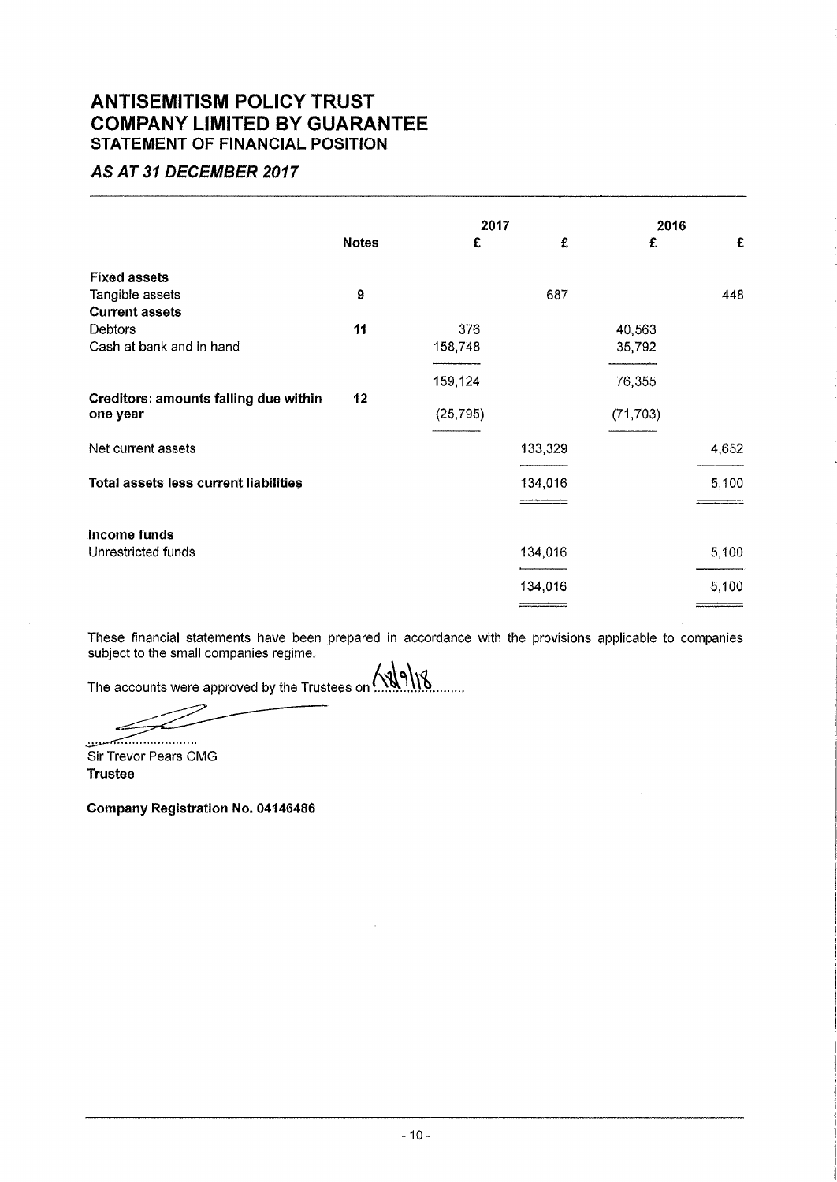# ANTISEMITISM POLICY TRUST
# COMPANY LIMITED BY GUARANTEE
## STATEMENT OF FINANCIAL POSITION

### *AS AT 31 DECEMBER 2017*

| | Notes | 2017 £ | 2017 £ | 2016 £ | 2016 £ |
|---|---|---|---|---|---|
| **Fixed assets** | | | | | |
| Tangible assets | 9 | | 687 | | 448 |
| **Current assets** | | | | | |
| Debtors | 11 | 376 | | 40,563 | |
| Cash at bank and in hand | | 158,748 | | 35,792 | |
| | | 159,124 | | 76,355 | |
| **Creditors: amounts falling due within one year** | 12 | (25,795) | | (71,703) | |
| Net current assets | | | 133,329 | | 4,652 |
| **Total assets less current liabilities** | | | 134,016 | | 5,100 |
| **Income funds** | | | | | |
| Unrestricted funds | | | 134,016 | | 5,100 |
| | | | 134,016 | | 5,100 |

These financial statements have been prepared in accordance with the provisions applicable to companies subject to the small companies regime.

The accounts were approved by the Trustees on 18/9/18

Sir Trevor Pears CMG
**Trustee**

**Company Registration No. 04146486**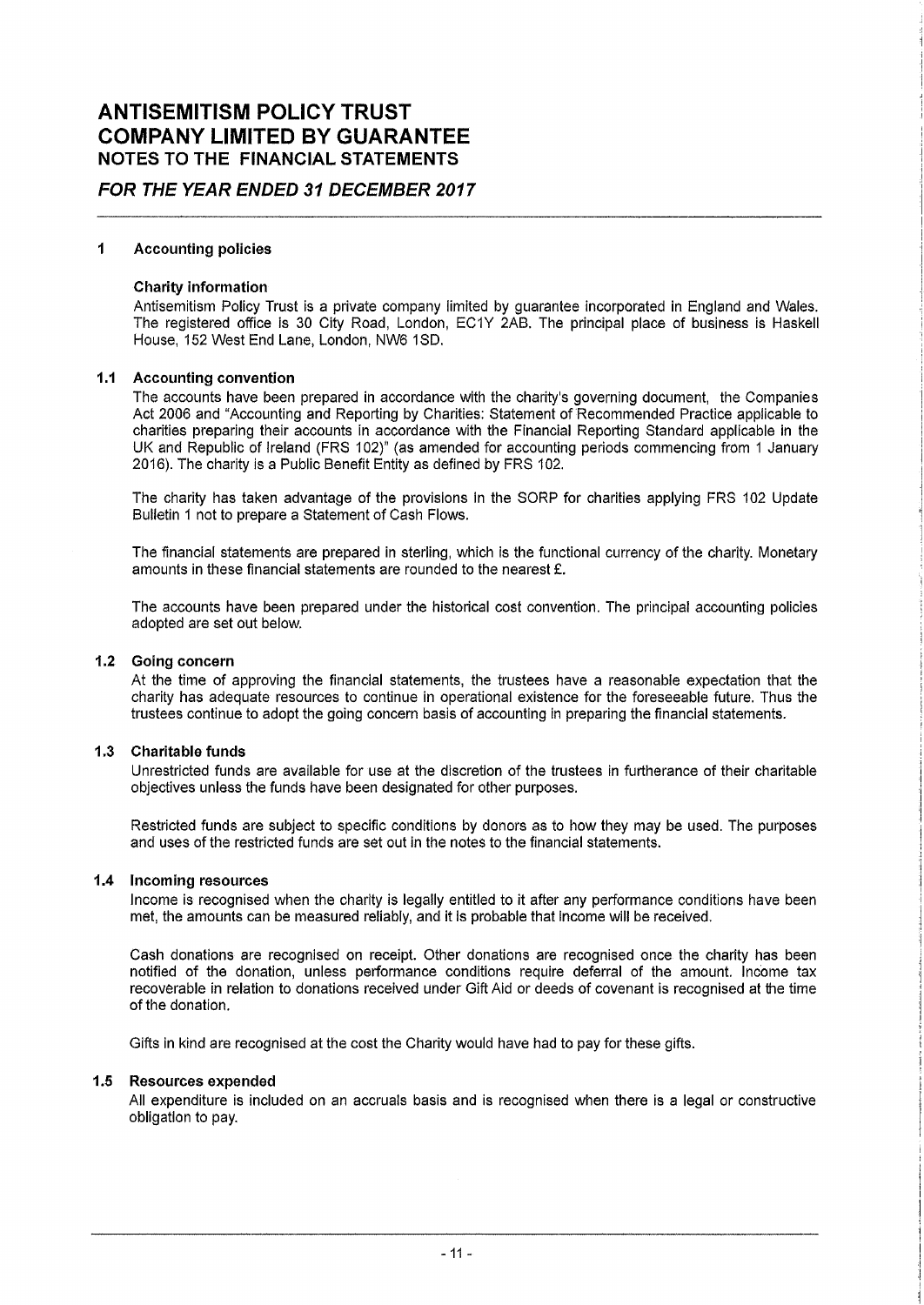# ANTISEMITISM POLICY TRUST COMPANY LIMITED BY GUARANTEE
## NOTES TO THE FINANCIAL STATEMENTS

### *FOR THE YEAR ENDED 31 DECEMBER 2017*

---

**1 Accounting policies**

**Charity information**

Antisemitism Policy Trust is a private company limited by guarantee incorporated in England and Wales. The registered office is 30 City Road, London, EC1Y 2AB. The principal place of business is Haskell House, 152 West End Lane, London, NW6 1SD.

**1.1 Accounting convention**

The accounts have been prepared in accordance with the charity's governing document, the Companies Act 2006 and "Accounting and Reporting by Charities: Statement of Recommended Practice applicable to charities preparing their accounts in accordance with the Financial Reporting Standard applicable in the UK and Republic of Ireland (FRS 102)" (as amended for accounting periods commencing from 1 January 2016). The charity is a Public Benefit Entity as defined by FRS 102.

The charity has taken advantage of the provisions in the SORP for charities applying FRS 102 Update Bulletin 1 not to prepare a Statement of Cash Flows.

The financial statements are prepared in sterling, which is the functional currency of the charity. Monetary amounts in these financial statements are rounded to the nearest £.

The accounts have been prepared under the historical cost convention. The principal accounting policies adopted are set out below.

**1.2 Going concern**

At the time of approving the financial statements, the trustees have a reasonable expectation that the charity has adequate resources to continue in operational existence for the foreseeable future. Thus the trustees continue to adopt the going concern basis of accounting in preparing the financial statements.

**1.3 Charitable funds**

Unrestricted funds are available for use at the discretion of the trustees in furtherance of their charitable objectives unless the funds have been designated for other purposes.

Restricted funds are subject to specific conditions by donors as to how they may be used. The purposes and uses of the restricted funds are set out in the notes to the financial statements.

**1.4 Incoming resources**

Income is recognised when the charity is legally entitled to it after any performance conditions have been met, the amounts can be measured reliably, and it is probable that income will be received.

Cash donations are recognised on receipt. Other donations are recognised once the charity has been notified of the donation, unless performance conditions require deferral of the amount. Income tax recoverable in relation to donations received under Gift Aid or deeds of covenant is recognised at the time of the donation.

Gifts in kind are recognised at the cost the Charity would have had to pay for these gifts.

**1.5 Resources expended**

All expenditure is included on an accruals basis and is recognised when there is a legal or constructive obligation to pay.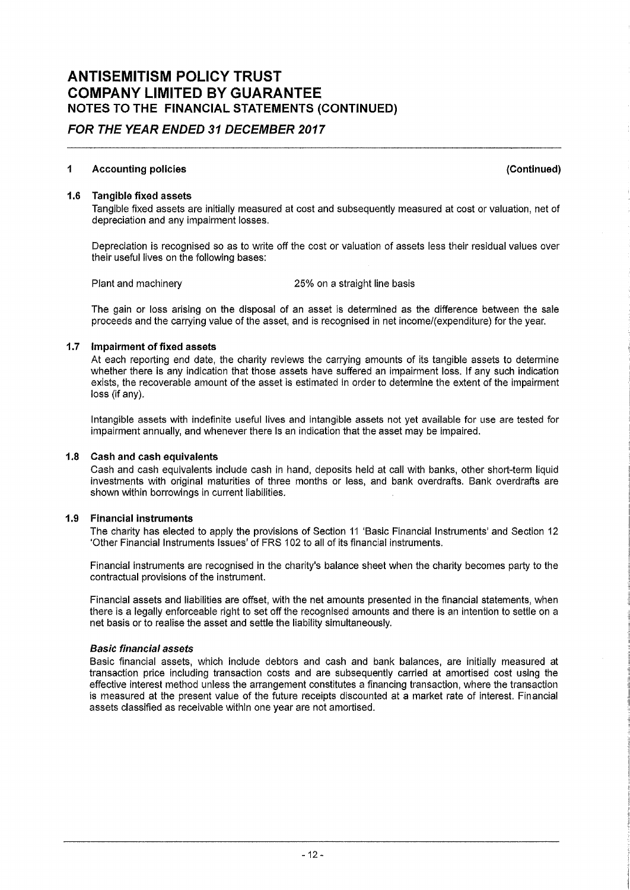# ANTISEMITISM POLICY TRUST
# COMPANY LIMITED BY GUARANTEE
## NOTES TO THE FINANCIAL STATEMENTS (CONTINUED)

### *FOR THE YEAR ENDED 31 DECEMBER 2017*

**1 Accounting policies** **(Continued)**

**1.6 Tangible fixed assets**

Tangible fixed assets are initially measured at cost and subsequently measured at cost or valuation, net of depreciation and any impairment losses.

Depreciation is recognised so as to write off the cost or valuation of assets less their residual values over their useful lives on the following bases:

| | |
|---|---|
| Plant and machinery | 25% on a straight line basis |

The gain or loss arising on the disposal of an asset is determined as the difference between the sale proceeds and the carrying value of the asset, and is recognised in net income/(expenditure) for the year.

**1.7 Impairment of fixed assets**

At each reporting end date, the charity reviews the carrying amounts of its tangible assets to determine whether there is any indication that those assets have suffered an impairment loss. If any such indication exists, the recoverable amount of the asset is estimated in order to determine the extent of the impairment loss (if any).

Intangible assets with indefinite useful lives and intangible assets not yet available for use are tested for impairment annually, and whenever there is an indication that the asset may be impaired.

**1.8 Cash and cash equivalents**

Cash and cash equivalents include cash in hand, deposits held at call with banks, other short-term liquid investments with original maturities of three months or less, and bank overdrafts. Bank overdrafts are shown within borrowings in current liabilities.

**1.9 Financial instruments**

The charity has elected to apply the provisions of Section 11 'Basic Financial Instruments' and Section 12 'Other Financial Instruments Issues' of FRS 102 to all of its financial instruments.

Financial instruments are recognised in the charity's balance sheet when the charity becomes party to the contractual provisions of the instrument.

Financial assets and liabilities are offset, with the net amounts presented in the financial statements, when there is a legally enforceable right to set off the recognised amounts and there is an intention to settle on a net basis or to realise the asset and settle the liability simultaneously.

***Basic financial assets***

Basic financial assets, which include debtors and cash and bank balances, are initially measured at transaction price including transaction costs and are subsequently carried at amortised cost using the effective interest method unless the arrangement constitutes a financing transaction, where the transaction is measured at the present value of the future receipts discounted at a market rate of interest. Financial assets classified as receivable within one year are not amortised.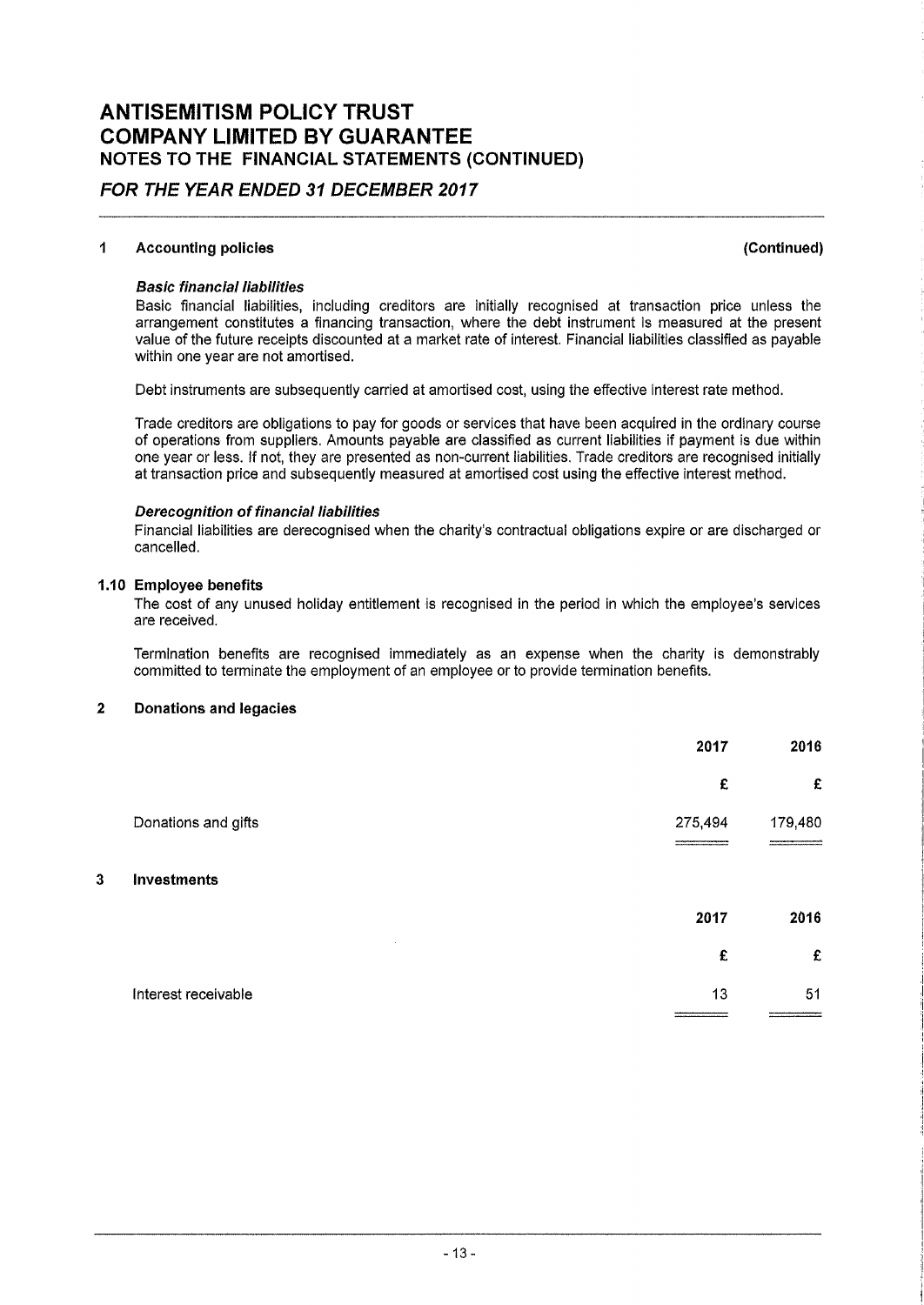# ANTISEMITISM POLICY TRUST
# COMPANY LIMITED BY GUARANTEE
## NOTES TO THE FINANCIAL STATEMENTS (CONTINUED)

## *FOR THE YEAR ENDED 31 DECEMBER 2017*

### 1 Accounting policies (Continued)

***Basic financial liabilities***

Basic financial liabilities, including creditors are initially recognised at transaction price unless the arrangement constitutes a financing transaction, where the debt instrument is measured at the present value of the future receipts discounted at a market rate of interest. Financial liabilities classified as payable within one year are not amortised.

Debt instruments are subsequently carried at amortised cost, using the effective interest rate method.

Trade creditors are obligations to pay for goods or services that have been acquired in the ordinary course of operations from suppliers. Amounts payable are classified as current liabilities if payment is due within one year or less. If not, they are presented as non-current liabilities. Trade creditors are recognised initially at transaction price and subsequently measured at amortised cost using the effective interest method.

***Derecognition of financial liabilities***

Financial liabilities are derecognised when the charity's contractual obligations expire or are discharged or cancelled.

### 1.10 Employee benefits

The cost of any unused holiday entitlement is recognised in the period in which the employee's services are received.

Termination benefits are recognised immediately as an expense when the charity is demonstrably committed to terminate the employment of an employee or to provide termination benefits.

### 2 Donations and legacies

| | 2017 | 2016 |
|---|---|---|
| | £ | £ |
| Donations and gifts | 275,494 | 179,480 |

### 3 Investments

| | 2017 | 2016 |
|---|---|---|
| | £ | £ |
| Interest receivable | 13 | 51 |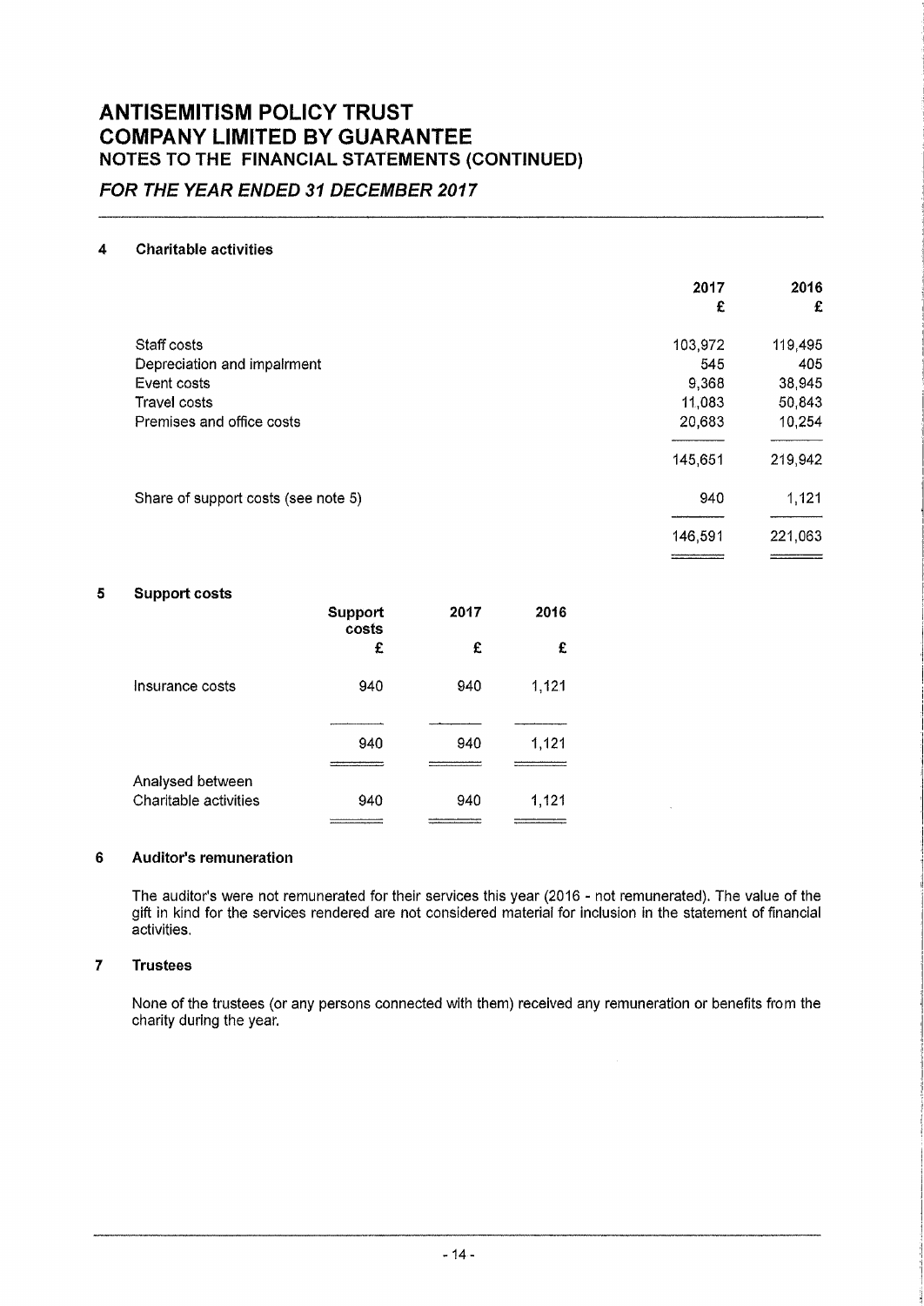# ANTISEMITISM POLICY TRUST
# COMPANY LIMITED BY GUARANTEE
## NOTES TO THE FINANCIAL STATEMENTS (CONTINUED)

### *FOR THE YEAR ENDED 31 DECEMBER 2017*

**4 Charitable activities**

| | 2017 | 2016 |
|---|---|---|
| | £ | £ |
| Staff costs | 103,972 | 119,495 |
| Depreciation and impairment | 545 | 405 |
| Event costs | 9,368 | 38,945 |
| Travel costs | 11,083 | 50,843 |
| Premises and office costs | 20,683 | 10,254 |
| | 145,651 | 219,942 |
| Share of support costs (see note 5) | 940 | 1,121 |
| | 146,591 | 221,063 |

**5 Support costs**

| | Support costs | 2017 | 2016 |
|---|---|---|---|
| | £ | £ | £ |
| Insurance costs | 940 | 940 | 1,121 |
| | 940 | 940 | 1,121 |
| Analysed between | | | |
| Charitable activities | 940 | 940 | 1,121 |

**6 Auditor's remuneration**

The auditor's were not remunerated for their services this year (2016 - not remunerated). The value of the gift in kind for the services rendered are not considered material for inclusion in the statement of financial activities.

**7 Trustees**

None of the trustees (or any persons connected with them) received any remuneration or benefits from the charity during the year.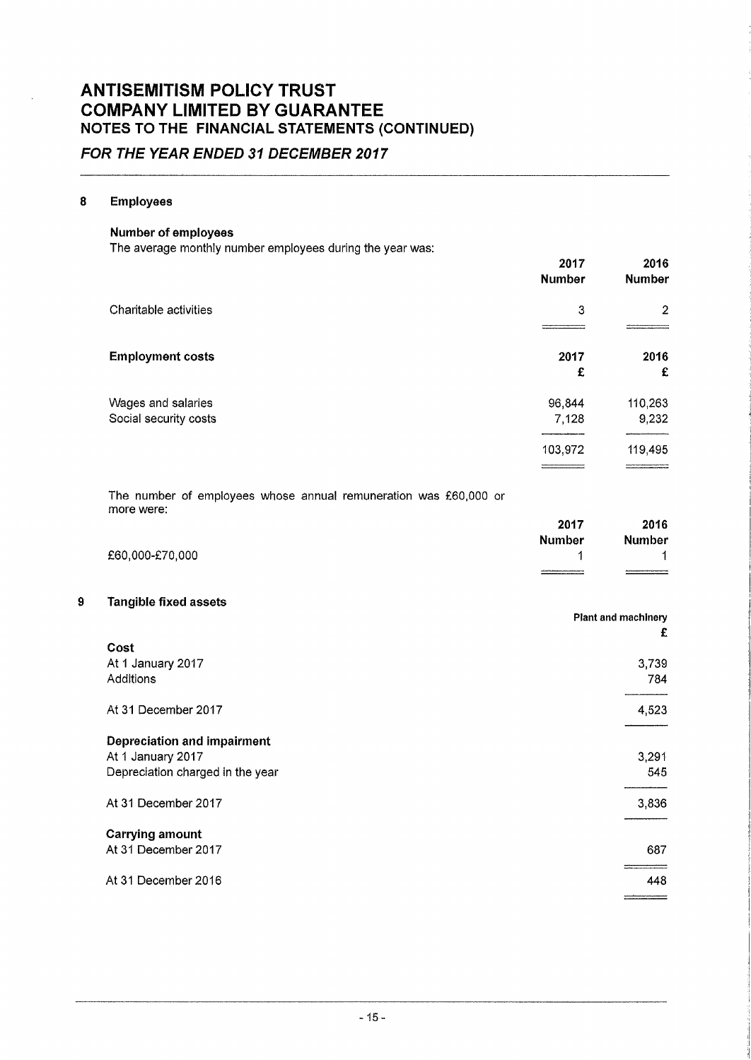# ANTISEMITISM POLICY TRUST
# COMPANY LIMITED BY GUARANTEE
## NOTES TO THE FINANCIAL STATEMENTS (CONTINUED)

### *FOR THE YEAR ENDED 31 DECEMBER 2017*

## 8 Employees

### Number of employees

The average monthly number employees during the year was:

| | 2017 Number | 2016 Number |
|---|---|---|
| Charitable activities | 3 | 2 |

| **Employment costs** | 2017 £ | 2016 £ |
|---|---|---|
| Wages and salaries | 96,844 | 110,263 |
| Social security costs | 7,128 | 9,232 |
| | 103,972 | 119,495 |

The number of employees whose annual remuneration was £60,000 or more were:

| | 2017 Number | 2016 Number |
|---|---|---|
| £60,000-£70,000 | 1 | 1 |

## 9 Tangible fixed assets

| | Plant and machinery £ |
|---|---|
| **Cost** | |
| At 1 January 2017 | 3,739 |
| Additions | 784 |
| At 31 December 2017 | 4,523 |
| **Depreciation and impairment** | |
| At 1 January 2017 | 3,291 |
| Depreciation charged in the year | 545 |
| At 31 December 2017 | 3,836 |
| **Carrying amount** | |
| At 31 December 2017 | 687 |
| At 31 December 2016 | 448 |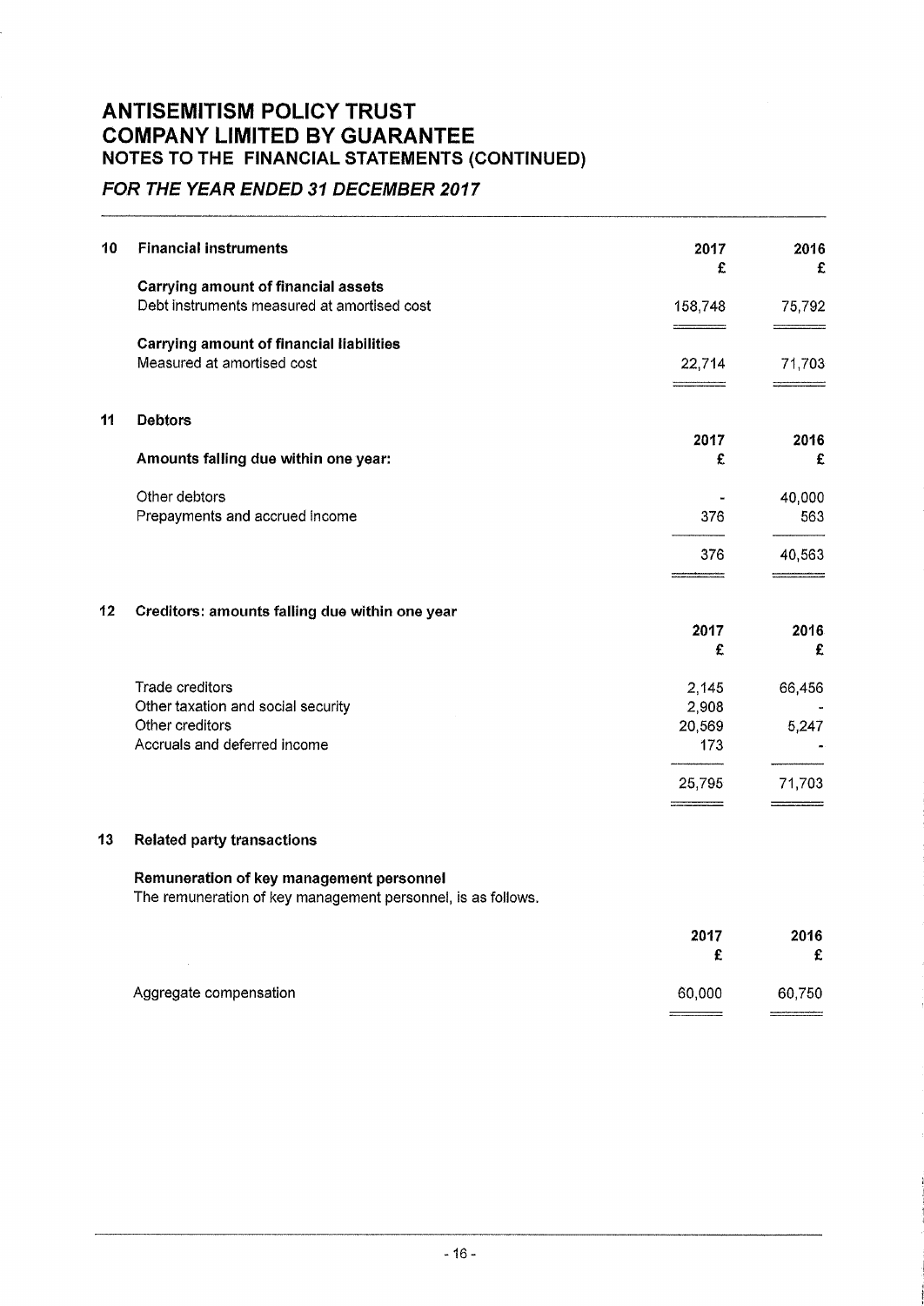# ANTISEMITISM POLICY TRUST
# COMPANY LIMITED BY GUARANTEE
## NOTES TO THE FINANCIAL STATEMENTS (CONTINUED)

### *FOR THE YEAR ENDED 31 DECEMBER 2017*

## 10 Financial instruments

| | 2017 | 2016 |
|---|---|---|
| | £ | £ |
| **Carrying amount of financial assets** | | |
| Debt instruments measured at amortised cost | 158,748 | 75,792 |
| **Carrying amount of financial liabilities** | | |
| Measured at amortised cost | 22,714 | 71,703 |

## 11 Debtors

| | 2017 | 2016 |
|---|---|---|
| **Amounts falling due within one year:** | £ | £ |
| Other debtors | - | 40,000 |
| Prepayments and accrued income | 376 | 563 |
| | 376 | 40,563 |

## 12 Creditors: amounts falling due within one year

| | 2017 | 2016 |
|---|---|---|
| | £ | £ |
| Trade creditors | 2,145 | 66,456 |
| Other taxation and social security | 2,908 | - |
| Other creditors | 20,569 | 5,247 |
| Accruals and deferred income | 173 | - |
| | 25,795 | 71,703 |

## 13 Related party transactions

**Remuneration of key management personnel**

The remuneration of key management personnel, is as follows.

| | 2017 | 2016 |
|---|---|---|
| | £ | £ |
| Aggregate compensation | 60,000 | 60,750 |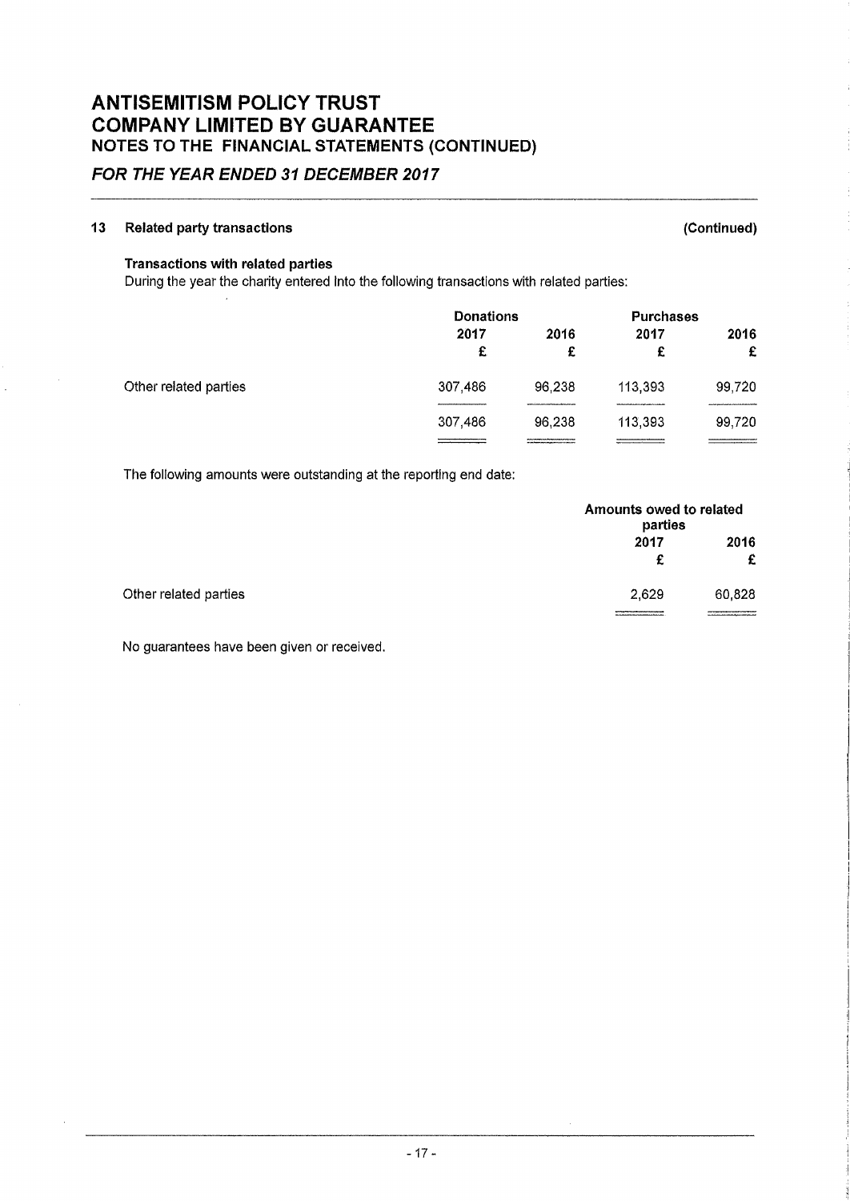# ANTISEMITISM POLICY TRUST
# COMPANY LIMITED BY GUARANTEE
## NOTES TO THE FINANCIAL STATEMENTS (CONTINUED)

### *FOR THE YEAR ENDED 31 DECEMBER 2017*

### 13 Related party transactions (Continued)

**Transactions with related parties**

During the year the charity entered into the following transactions with related parties:

| | Donations | | Purchases | |
|---|---|---|---|---|
| | 2017 | 2016 | 2017 | 2016 |
| | £ | £ | £ | £ |
| Other related parties | 307,486 | 96,238 | 113,393 | 99,720 |
| | 307,486 | 96,238 | 113,393 | 99,720 |

The following amounts were outstanding at the reporting end date:

| | Amounts owed to related parties | |
|---|---|---|
| | 2017 | 2016 |
| | £ | £ |
| Other related parties | 2,629 | 60,828 |

No guarantees have been given or received.